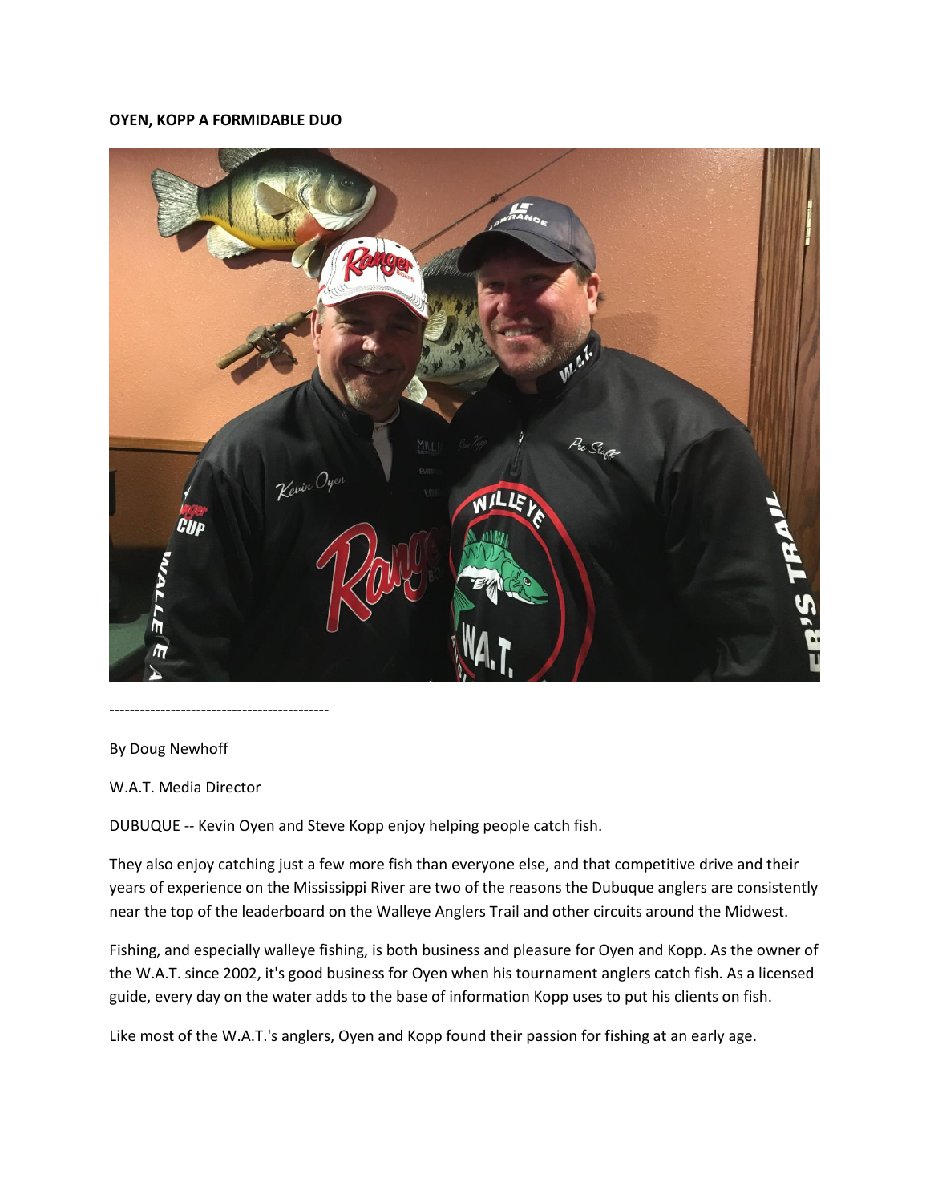**OYEN, KOPP A FORMIDABLE DUO**

-------------------------------------------

By Doug Newhoff

W.A.T. Media Director

DUBUQUE -- Kevin Oyen and Steve Kopp enjoy helping people catch fish.

They also enjoy catching just a few more fish than everyone else, and that competitive drive and their years of experience on the Mississippi River are two of the reasons the Dubuque anglers are consistently near the top of the leaderboard on the Walleye Anglers Trail and other circuits around the Midwest.

Fishing, and especially walleye fishing, is both business and pleasure for Oyen and Kopp. As the owner of the W.A.T. since 2002, it's good business for Oyen when his tournament anglers catch fish. As a licensed guide, every day on the water adds to the base of information Kopp uses to put his clients on fish.

Like most of the W.A.T.'s anglers, Oyen and Kopp found their passion for fishing at an early age.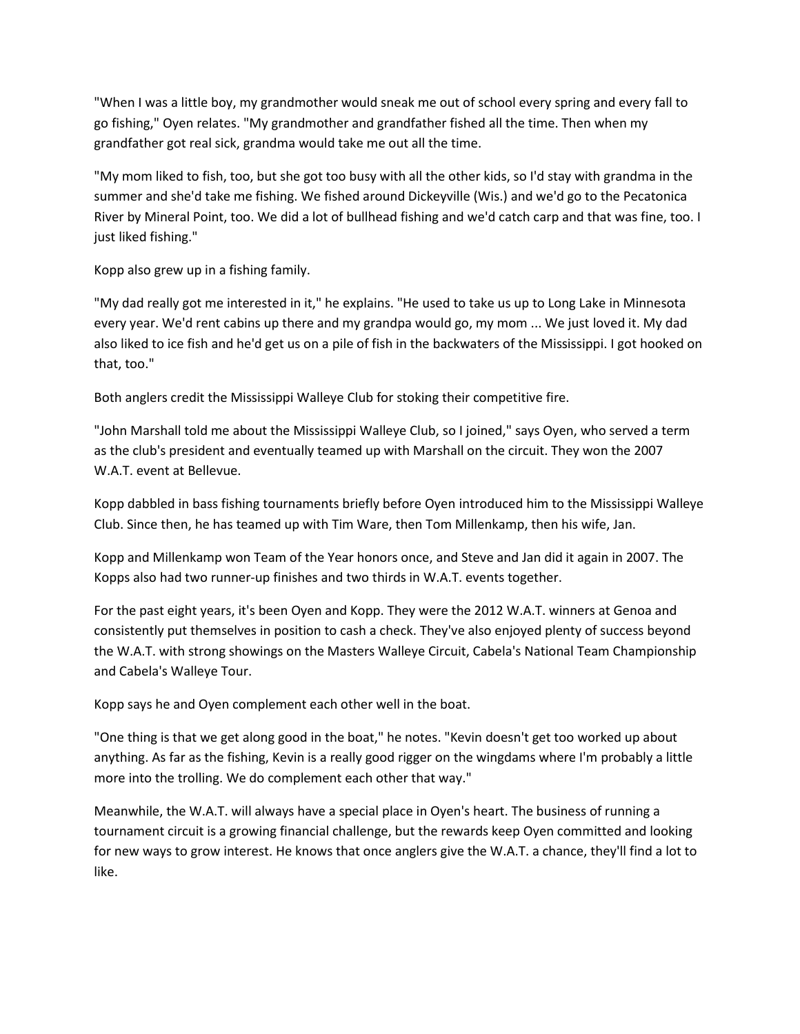"When I was a little boy, my grandmother would sneak me out of school every spring and every fall to go fishing," Oyen relates. "My grandmother and grandfather fished all the time. Then when my grandfather got real sick, grandma would take me out all the time.

"My mom liked to fish, too, but she got too busy with all the other kids, so I'd stay with grandma in the summer and she'd take me fishing. We fished around Dickeyville (Wis.) and we'd go to the Pecatonica River by Mineral Point, too. We did a lot of bullhead fishing and we'd catch carp and that was fine, too. I just liked fishing."

Kopp also grew up in a fishing family.

"My dad really got me interested in it," he explains. "He used to take us up to Long Lake in Minnesota every year. We'd rent cabins up there and my grandpa would go, my mom ... We just loved it. My dad also liked to ice fish and he'd get us on a pile of fish in the backwaters of the Mississippi. I got hooked on that, too."

Both anglers credit the Mississippi Walleye Club for stoking their competitive fire.

"John Marshall told me about the Mississippi Walleye Club, so I joined," says Oyen, who served a term as the club's president and eventually teamed up with Marshall on the circuit. They won the 2007 W.A.T. event at Bellevue.

Kopp dabbled in bass fishing tournaments briefly before Oyen introduced him to the Mississippi Walleye Club. Since then, he has teamed up with Tim Ware, then Tom Millenkamp, then his wife, Jan.

Kopp and Millenkamp won Team of the Year honors once, and Steve and Jan did it again in 2007. The Kopps also had two runner-up finishes and two thirds in W.A.T. events together.

For the past eight years, it's been Oyen and Kopp. They were the 2012 W.A.T. winners at Genoa and consistently put themselves in position to cash a check. They've also enjoyed plenty of success beyond the W.A.T. with strong showings on the Masters Walleye Circuit, Cabela's National Team Championship and Cabela's Walleye Tour.

Kopp says he and Oyen complement each other well in the boat.

"One thing is that we get along good in the boat," he notes. "Kevin doesn't get too worked up about anything. As far as the fishing, Kevin is a really good rigger on the wingdams where I'm probably a little more into the trolling. We do complement each other that way."

Meanwhile, the W.A.T. will always have a special place in Oyen's heart. The business of running a tournament circuit is a growing financial challenge, but the rewards keep Oyen committed and looking for new ways to grow interest. He knows that once anglers give the W.A.T. a chance, they'll find a lot to like.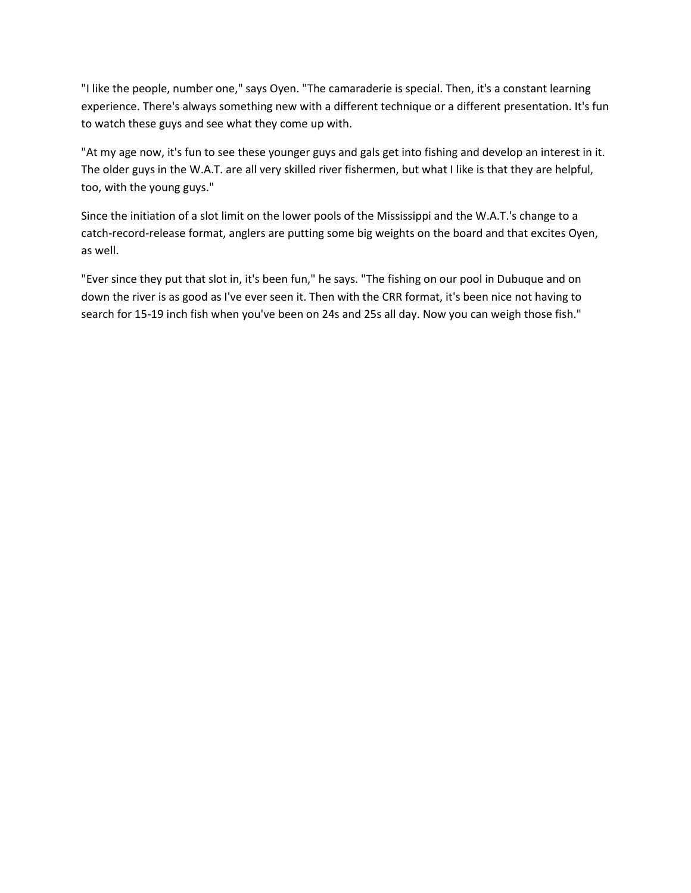"I like the people, number one," says Oyen. "The camaraderie is special. Then, it's a constant learning experience. There's always something new with a different technique or a different presentation. It's fun to watch these guys and see what they come up with.

"At my age now, it's fun to see these younger guys and gals get into fishing and develop an interest in it. The older guys in the W.A.T. are all very skilled river fishermen, but what I like is that they are helpful, too, with the young guys."

Since the initiation of a slot limit on the lower pools of the Mississippi and the W.A.T.'s change to a catch-record-release format, anglers are putting some big weights on the board and that excites Oyen, as well.

"Ever since they put that slot in, it's been fun," he says. "The fishing on our pool in Dubuque and on down the river is as good as I've ever seen it. Then with the CRR format, it's been nice not having to search for 15-19 inch fish when you've been on 24s and 25s all day. Now you can weigh those fish."